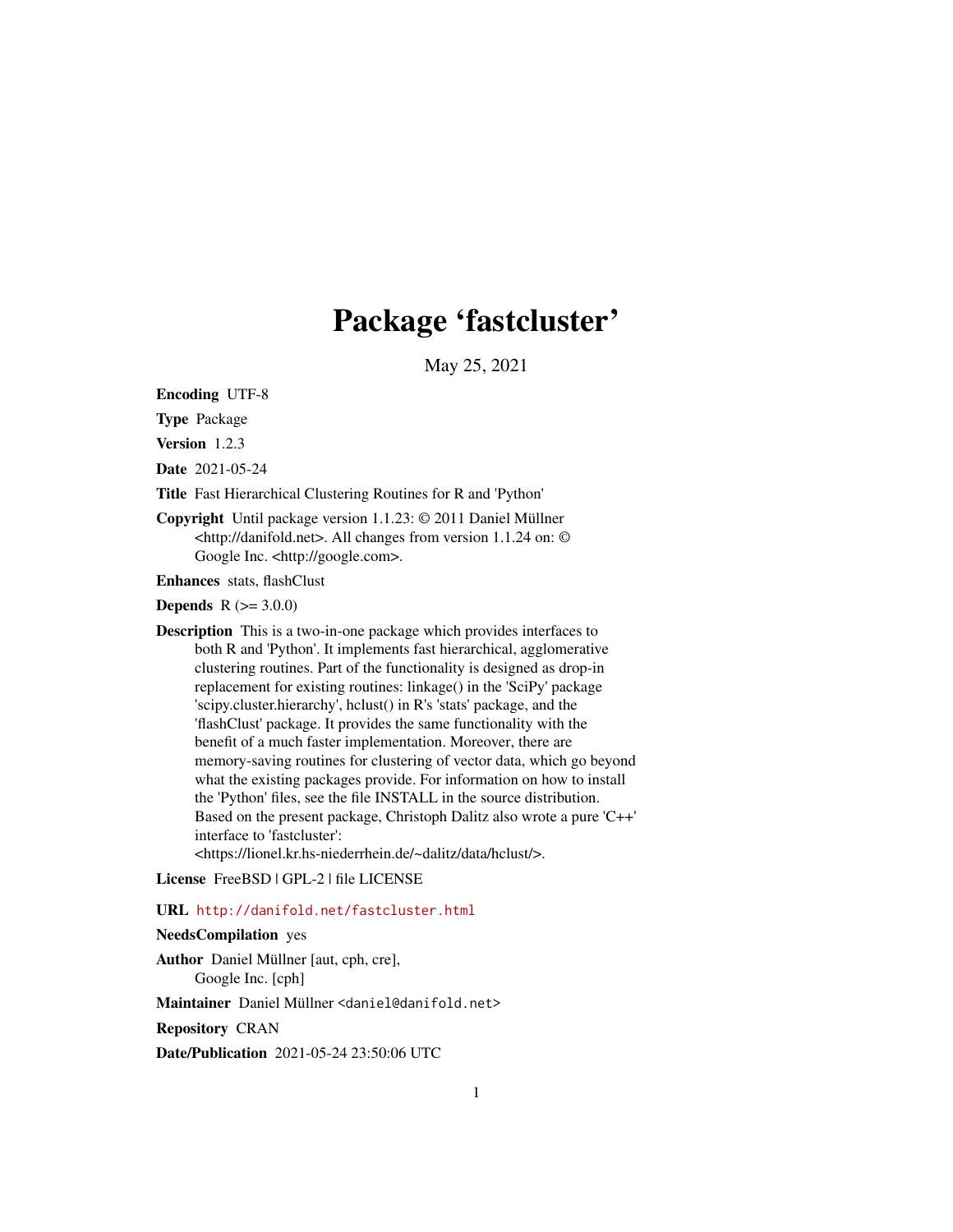# Package 'fastcluster'

May 25, 2021

**Encoding** UTF-8

**Type** Package

**Version** 1.2.3

**Date** 2021-05-24

**Title** Fast Hierarchical Clustering Routines for R and 'Python'

**Copyright** Until package version 1.1.23: © 2011 Daniel Müllner <http://danifold.net>. All changes from version 1.1.24 on: © Google Inc. <http://google.com>.

**Enhances** stats, flashClust

**Depends** R (>= 3.0.0)

**Description** This is a two-in-one package which provides interfaces to both R and 'Python'. It implements fast hierarchical, agglomerative clustering routines. Part of the functionality is designed as drop-in replacement for existing routines: linkage() in the 'SciPy' package 'scipy.cluster.hierarchy', hclust() in R's 'stats' package, and the 'flashClust' package. It provides the same functionality with the benefit of a much faster implementation. Moreover, there are memory-saving routines for clustering of vector data, which go beyond what the existing packages provide. For information on how to install the 'Python' files, see the file INSTALL in the source distribution. Based on the present package, Christoph Dalitz also wrote a pure 'C++' interface to 'fastcluster': <https://lionel.kr.hs-niederrhein.de/~dalitz/data/hclust/>.

**License** FreeBSD | GPL-2 | file LICENSE

**URL** http://danifold.net/fastcluster.html

**NeedsCompilation** yes

**Author** Daniel Müllner [aut, cph, cre], Google Inc. [cph]

**Maintainer** Daniel Müllner <daniel@danifold.net>

**Repository** CRAN

**Date/Publication** 2021-05-24 23:50:06 UTC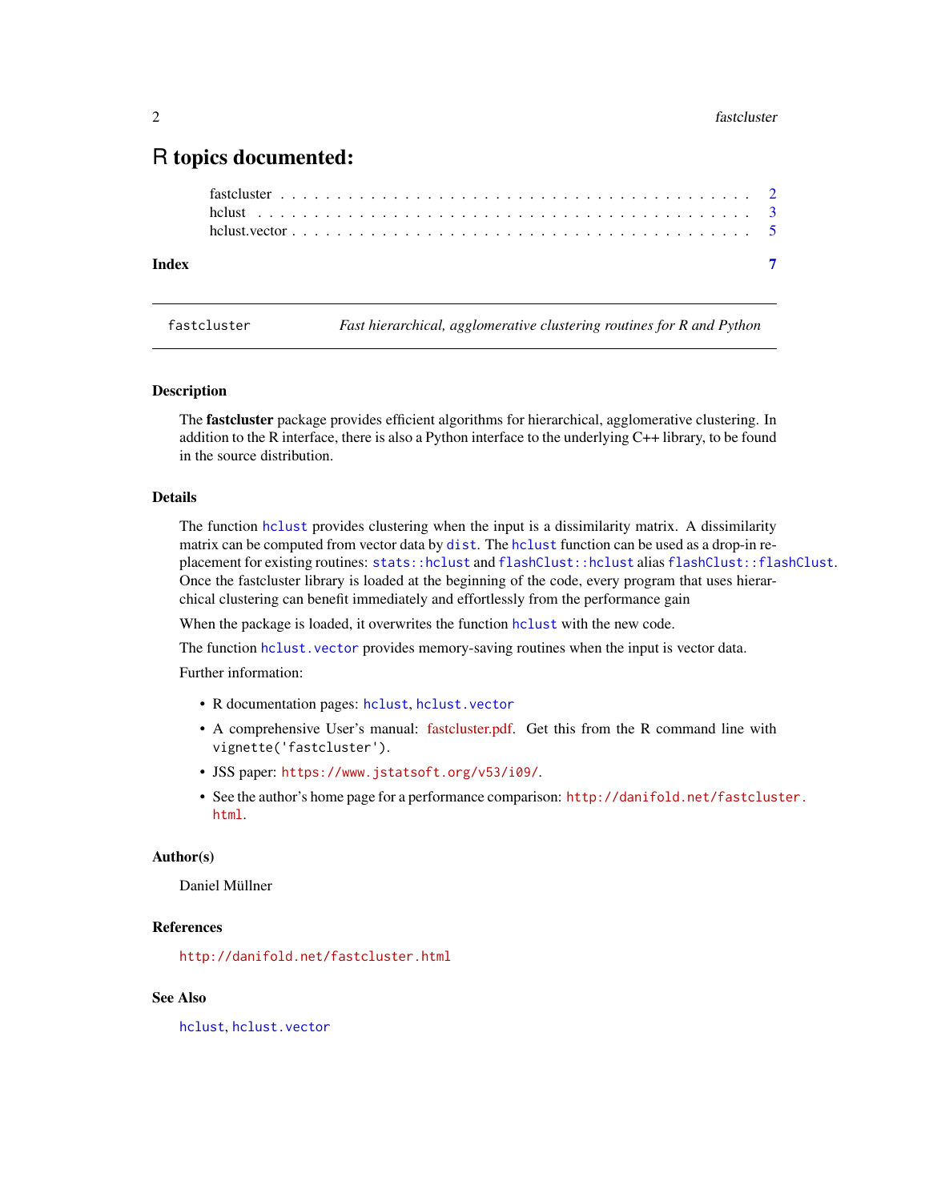# R topics documented:

fastcluster . . . . . . . . . . . . . . . . . . . . . . . . . . . . . . . . . . . . . . . . . 2
hclust . . . . . . . . . . . . . . . . . . . . . . . . . . . . . . . . . . . . . . . . . . . 3
hclust.vector . . . . . . . . . . . . . . . . . . . . . . . . . . . . . . . . . . . . . . . 5

**Index** **7**

---

`fastcluster` *Fast hierarchical, agglomerative clustering routines for R and Python*

---

### Description

The **fastcluster** package provides efficient algorithms for hierarchical, agglomerative clustering. In addition to the R interface, there is also a Python interface to the underlying C++ library, to be found in the source distribution.

### Details

The function `hclust` provides clustering when the input is a dissimilarity matrix. A dissimilarity matrix can be computed from vector data by `dist`. The `hclust` function can be used as a drop-in replacement for existing routines: `stats::hclust` and `flashClust::hclust` alias `flashClust::flashClust`. Once the fastcluster library is loaded at the beginning of the code, every program that uses hierarchical clustering can benefit immediately and effortlessly from the performance gain

When the package is loaded, it overwrites the function `hclust` with the new code.

The function `hclust.vector` provides memory-saving routines when the input is vector data.

Further information:

- R documentation pages: `hclust`, `hclust.vector`
- A comprehensive User's manual: fastcluster.pdf. Get this from the R command line with `vignette('fastcluster')`.
- JSS paper: `https://www.jstatsoft.org/v53/i09/`.
- See the author's home page for a performance comparison: `http://danifold.net/fastcluster.html`.

### Author(s)

Daniel Müllner

### References

`http://danifold.net/fastcluster.html`

### See Also

`hclust`, `hclust.vector`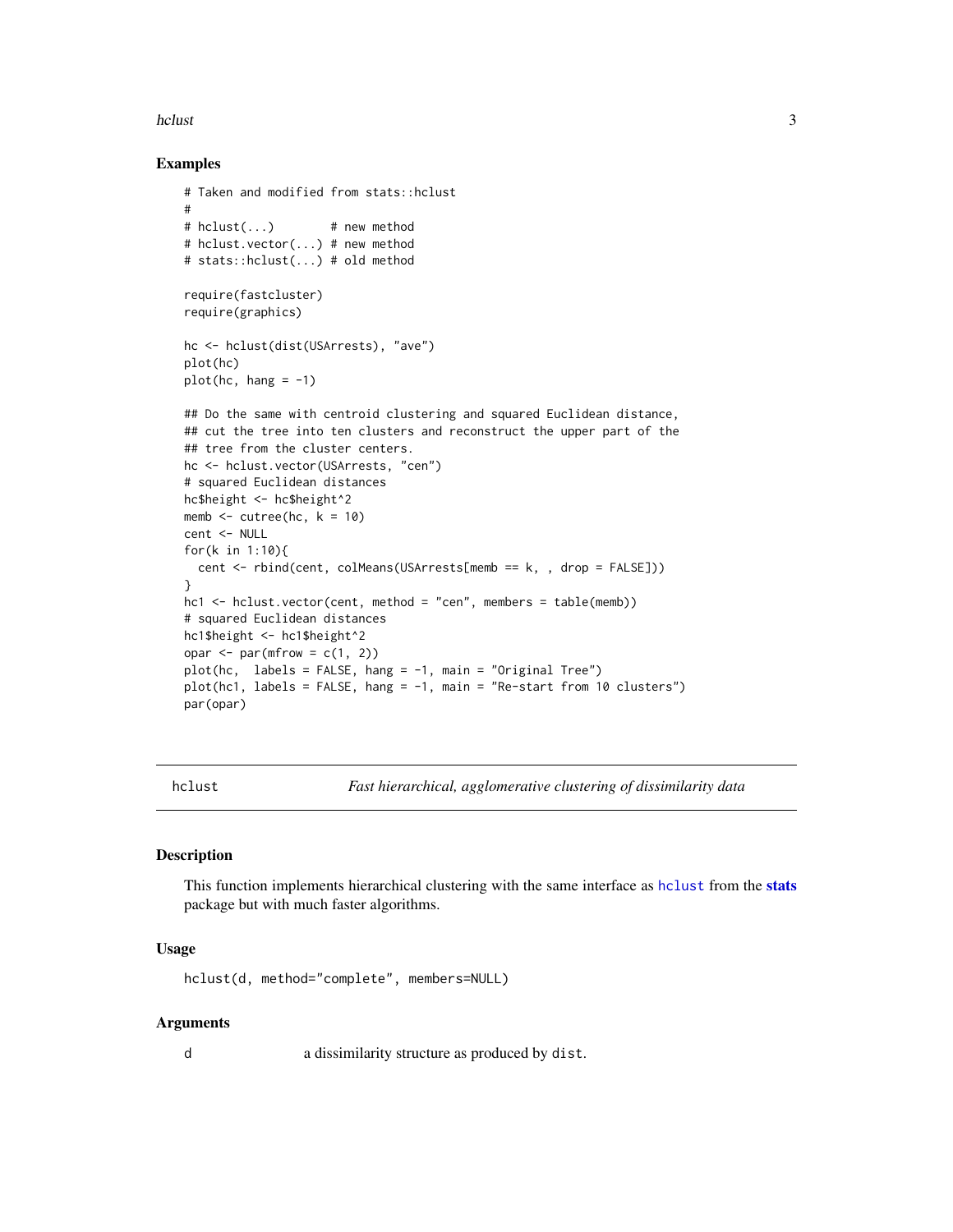## Examples

```
# Taken and modified from stats::hclust
#
# hclust(...)        # new method
# hclust.vector(...) # new method
# stats::hclust(...) # old method

require(fastcluster)
require(graphics)

hc <- hclust(dist(USArrests), "ave")
plot(hc)
plot(hc, hang = -1)

## Do the same with centroid clustering and squared Euclidean distance,
## cut the tree into ten clusters and reconstruct the upper part of the
## tree from the cluster centers.
hc <- hclust.vector(USArrests, "cen")
# squared Euclidean distances
hc$height <- hc$height^2
memb <- cutree(hc, k = 10)
cent <- NULL
for(k in 1:10){
  cent <- rbind(cent, colMeans(USArrests[memb == k, , drop = FALSE]))
}
hc1 <- hclust.vector(cent, method = "cen", members = table(memb))
# squared Euclidean distances
hc1$height <- hc1$height^2
opar <- par(mfrow = c(1, 2))
plot(hc,  labels = FALSE, hang = -1, main = "Original Tree")
plot(hc1, labels = FALSE, hang = -1, main = "Re-start from 10 clusters")
par(opar)
```

---

`hclust` *Fast hierarchical, agglomerative clustering of dissimilarity data*

---

## Description

This function implements hierarchical clustering with the same interface as `hclust` from the **stats** package but with much faster algorithms.

## Usage

```
hclust(d, method="complete", members=NULL)
```

## Arguments

| | |
|---|---|
| d | a dissimilarity structure as produced by `dist`. |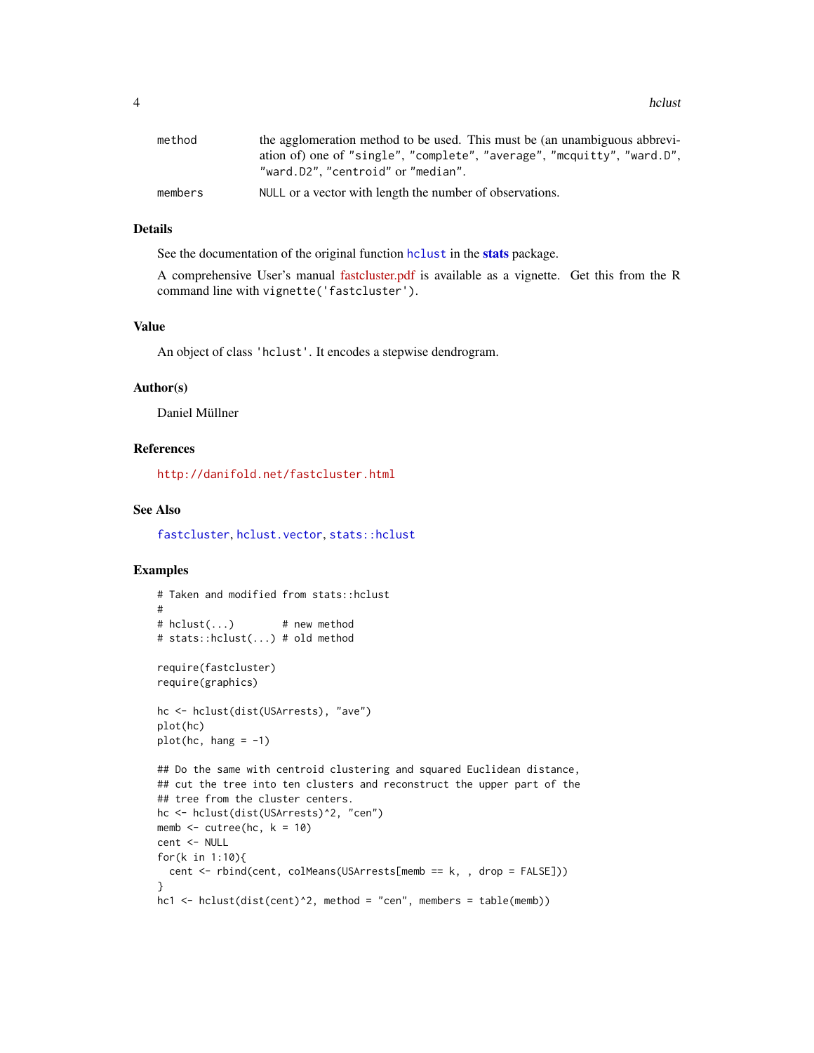| | |
|---|---|
| method | the agglomeration method to be used. This must be (an unambiguous abbreviation of) one of "single", "complete", "average", "mcquitty", "ward.D", "ward.D2", "centroid" or "median". |
| members | NULL or a vector with length the number of observations. |

## Details

See the documentation of the original function hclust in the **stats** package.

A comprehensive User's manual fastcluster.pdf is available as a vignette. Get this from the R command line with vignette('fastcluster').

## Value

An object of class 'hclust'. It encodes a stepwise dendrogram.

## Author(s)

Daniel Müllner

## References

http://danifold.net/fastcluster.html

## See Also

fastcluster, hclust.vector, stats::hclust

## Examples

```
# Taken and modified from stats::hclust
#
# hclust(...)        # new method
# stats::hclust(...) # old method

require(fastcluster)
require(graphics)

hc <- hclust(dist(USArrests), "ave")
plot(hc)
plot(hc, hang = -1)

## Do the same with centroid clustering and squared Euclidean distance,
## cut the tree into ten clusters and reconstruct the upper part of the
## tree from the cluster centers.
hc <- hclust(dist(USArrests)^2, "cen")
memb <- cutree(hc, k = 10)
cent <- NULL
for(k in 1:10){
  cent <- rbind(cent, colMeans(USArrests[memb == k, , drop = FALSE]))
}
hc1 <- hclust(dist(cent)^2, method = "cen", members = table(memb))
```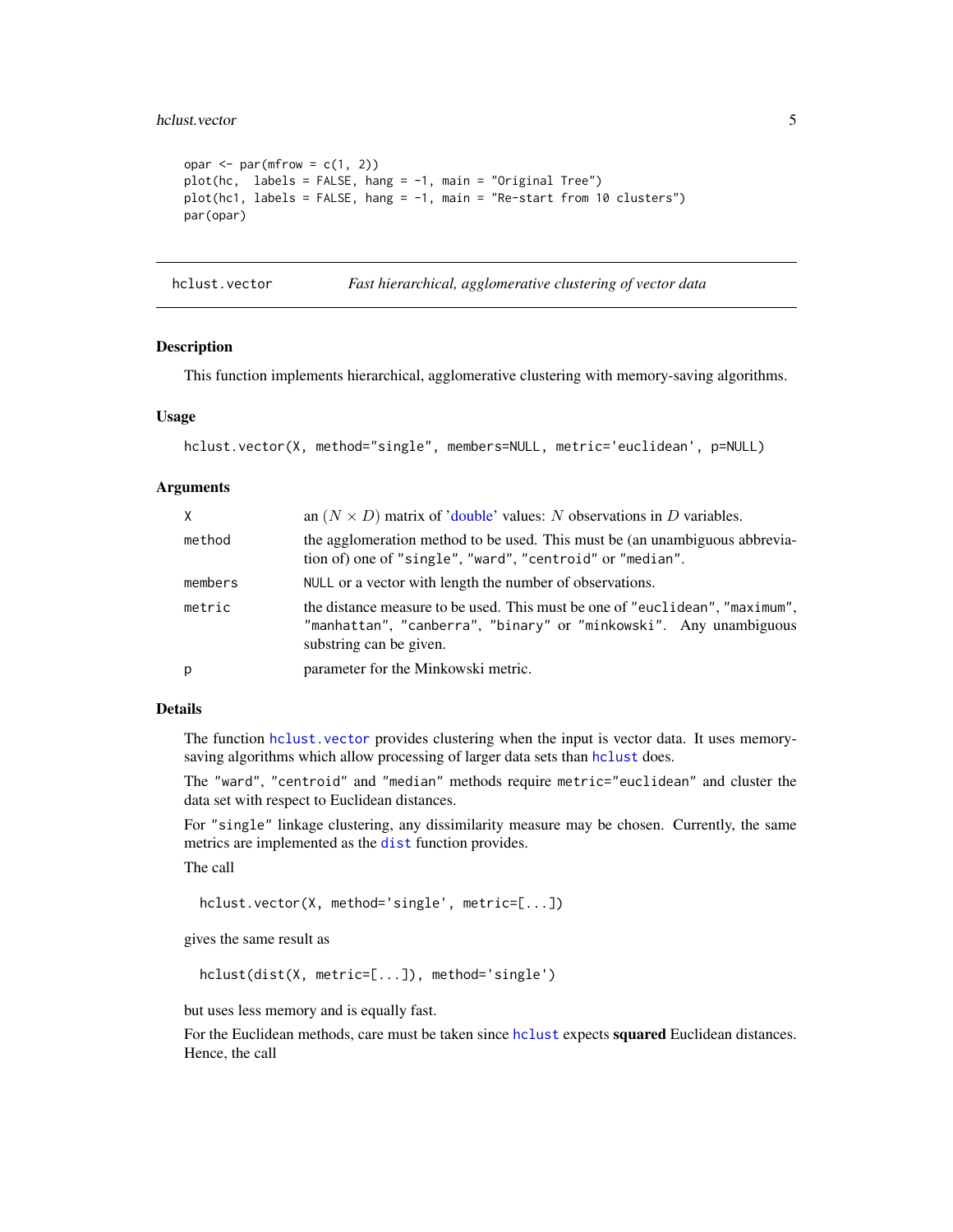```
opar <- par(mfrow = c(1, 2))
plot(hc,  labels = FALSE, hang = -1, main = "Original Tree")
plot(hc1, labels = FALSE, hang = -1, main = "Re-start from 10 clusters")
par(opar)
```

---

`hclust.vector` *Fast hierarchical, agglomerative clustering of vector data*

---

### Description

This function implements hierarchical, agglomerative clustering with memory-saving algorithms.

### Usage

```
hclust.vector(X, method="single", members=NULL, metric='euclidean', p=NULL)
```

### Arguments

| | |
|---|---|
| `X` | an $(N \times D)$ matrix of 'double' values: $N$ observations in $D$ variables. |
| `method` | the agglomeration method to be used. This must be (an unambiguous abbreviation of) one of `"single"`, `"ward"`, `"centroid"` or `"median"`. |
| `members` | `NULL` or a vector with length the number of observations. |
| `metric` | the distance measure to be used. This must be one of `"euclidean"`, `"maximum"`, `"manhattan"`, `"canberra"`, `"binary"` or `"minkowski"`. Any unambiguous substring can be given. |
| `p` | parameter for the Minkowski metric. |

### Details

The function `hclust.vector` provides clustering when the input is vector data. It uses memory-saving algorithms which allow processing of larger data sets than `hclust` does.

The `"ward"`, `"centroid"` and `"median"` methods require `metric="euclidean"` and cluster the data set with respect to Euclidean distances.

For `"single"` linkage clustering, any dissimilarity measure may be chosen. Currently, the same metrics are implemented as the `dist` function provides.

The call

```
hclust.vector(X, method='single', metric=[...])
```

gives the same result as

```
hclust(dist(X, metric=[...]), method='single')
```

but uses less memory and is equally fast.

For the Euclidean methods, care must be taken since `hclust` expects **squared** Euclidean distances. Hence, the call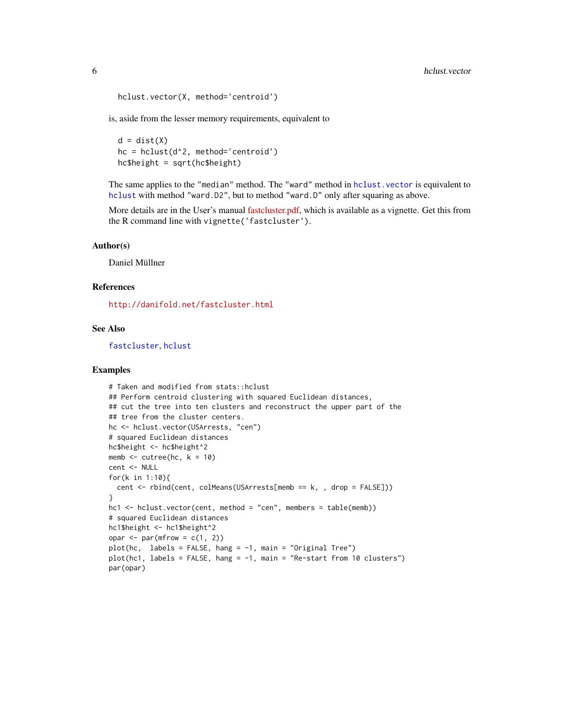```
hclust.vector(X, method='centroid')
```

is, aside from the lesser memory requirements, equivalent to

```
d = dist(X)
hc = hclust(d^2, method='centroid')
hc$height = sqrt(hc$height)
```

The same applies to the "median" method. The "ward" method in `hclust.vector` is equivalent to `hclust` with method "ward.D2", but to method "ward.D" only after squaring as above.

More details are in the User's manual fastcluster.pdf, which is available as a vignette. Get this from the R command line with `vignette('fastcluster')`.

### Author(s)

Daniel Müllner

### References

http://danifold.net/fastcluster.html

### See Also

`fastcluster`, `hclust`

### Examples

```
# Taken and modified from stats::hclust
## Perform centroid clustering with squared Euclidean distances,
## cut the tree into ten clusters and reconstruct the upper part of the
## tree from the cluster centers.
hc <- hclust.vector(USArrests, "cen")
# squared Euclidean distances
hc$height <- hc$height^2
memb <- cutree(hc, k = 10)
cent <- NULL
for(k in 1:10){
  cent <- rbind(cent, colMeans(USArrests[memb == k, , drop = FALSE]))
}
hc1 <- hclust.vector(cent, method = "cen", members = table(memb))
# squared Euclidean distances
hc1$height <- hc1$height^2
opar <- par(mfrow = c(1, 2))
plot(hc,  labels = FALSE, hang = -1, main = "Original Tree")
plot(hc1, labels = FALSE, hang = -1, main = "Re-start from 10 clusters")
par(opar)
```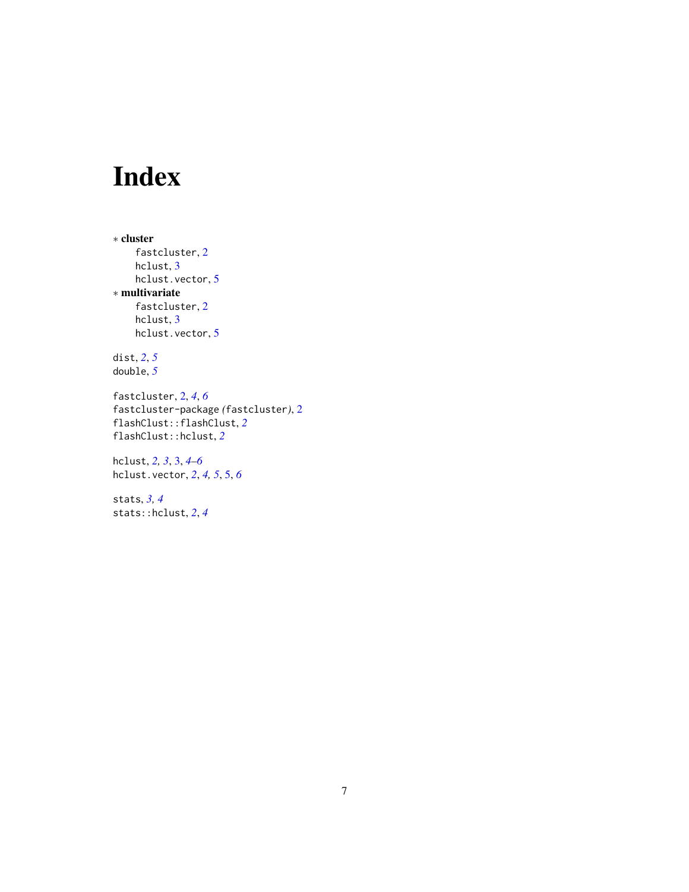# Index

∗ **cluster**
- fastcluster, 2
- hclust, 3
- hclust.vector, 5

∗ **multivariate**
- fastcluster, 2
- hclust, 3
- hclust.vector, 5

dist, *2*, *5*
double, *5*

fastcluster, 2, *4*, *6*
fastcluster-package *(*fastcluster*)*, 2
flashClust::flashClust, *2*
flashClust::hclust, *2*

hclust, *2, 3*, 3, *4–6*
hclust.vector, *2*, *4, 5*, 5, *6*

stats, *3, 4*
stats::hclust, *2*, *4*